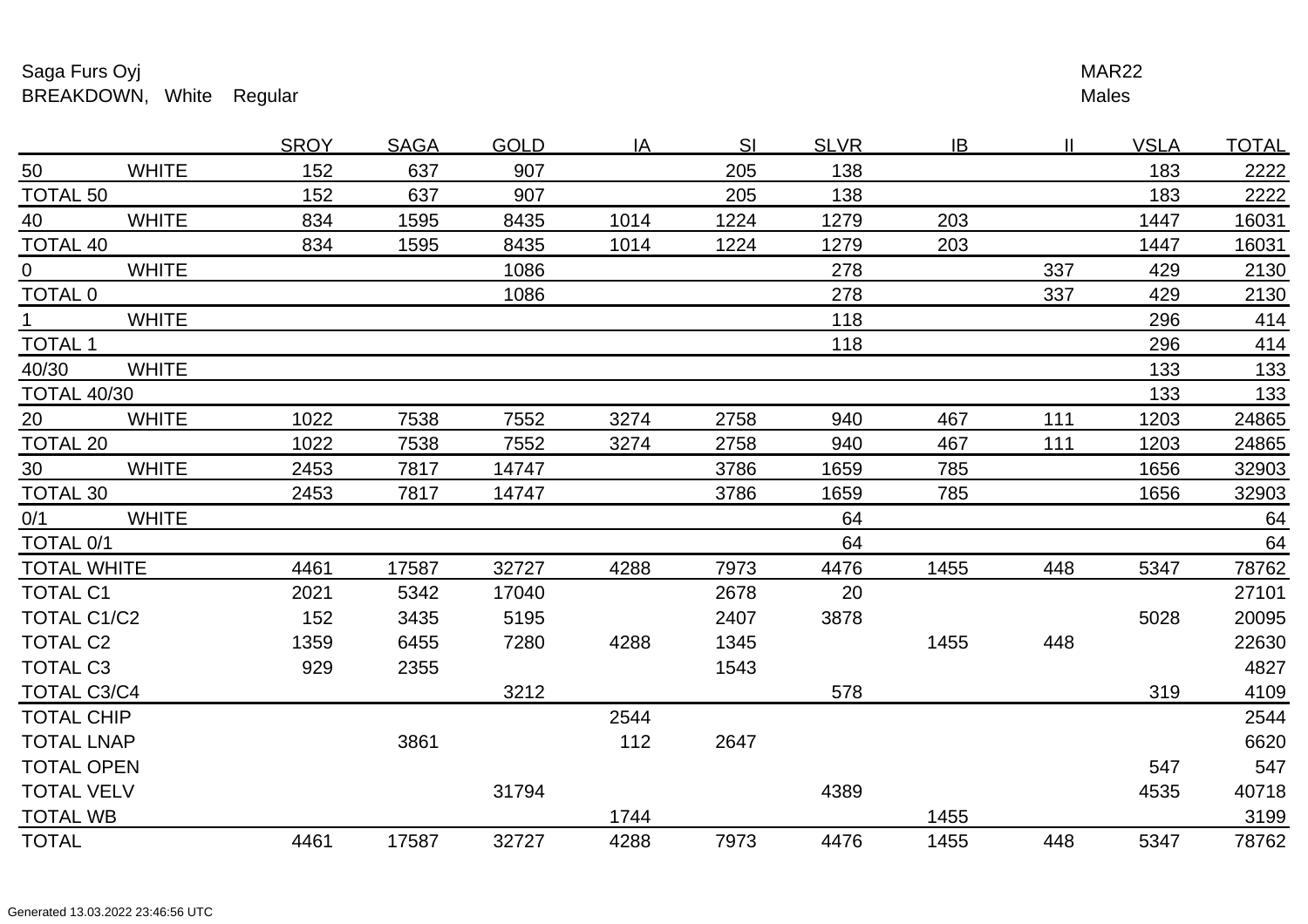Saga Furs Oyj
BREAKDOWN, White Regular

MAR22
Males

| | | SROY | SAGA | GOLD | IA | SI | SLVR | IB | II | VSLA | TOTAL |
|---|---|---|---|---|---|---|---|---|---|---|---|
| 50 | WHITE | 152 | 637 | 907 | | 205 | 138 | | | 183 | 2222 |
| TOTAL 50 | | 152 | 637 | 907 | | 205 | 138 | | | 183 | 2222 |
| 40 | WHITE | 834 | 1595 | 8435 | 1014 | 1224 | 1279 | 203 | | 1447 | 16031 |
| TOTAL 40 | | 834 | 1595 | 8435 | 1014 | 1224 | 1279 | 203 | | 1447 | 16031 |
| 0 | WHITE | | | 1086 | | | 278 | | 337 | 429 | 2130 |
| TOTAL 0 | | | | 1086 | | | 278 | | 337 | 429 | 2130 |
| 1 | WHITE | | | | | | 118 | | | 296 | 414 |
| TOTAL 1 | | | | | | | 118 | | | 296 | 414 |
| 40/30 | WHITE | | | | | | | | | 133 | 133 |
| TOTAL 40/30 | | | | | | | | | | 133 | 133 |
| 20 | WHITE | 1022 | 7538 | 7552 | 3274 | 2758 | 940 | 467 | 111 | 1203 | 24865 |
| TOTAL 20 | | 1022 | 7538 | 7552 | 3274 | 2758 | 940 | 467 | 111 | 1203 | 24865 |
| 30 | WHITE | 2453 | 7817 | 14747 | | 3786 | 1659 | 785 | | 1656 | 32903 |
| TOTAL 30 | | 2453 | 7817 | 14747 | | 3786 | 1659 | 785 | | 1656 | 32903 |
| 0/1 | WHITE | | | | | | 64 | | | | 64 |
| TOTAL 0/1 | | | | | | | 64 | | | | 64 |
| TOTAL WHITE | | 4461 | 17587 | 32727 | 4288 | 7973 | 4476 | 1455 | 448 | 5347 | 78762 |
| TOTAL C1 | | 2021 | 5342 | 17040 | | 2678 | 20 | | | | 27101 |
| TOTAL C1/C2 | | 152 | 3435 | 5195 | | 2407 | 3878 | | | 5028 | 20095 |
| TOTAL C2 | | 1359 | 6455 | 7280 | 4288 | 1345 | | 1455 | 448 | | 22630 |
| TOTAL C3 | | 929 | 2355 | | | 1543 | | | | | 4827 |
| TOTAL C3/C4 | | | | 3212 | | | 578 | | | 319 | 4109 |
| TOTAL CHIP | | | | | 2544 | | | | | | 2544 |
| TOTAL LNAP | | | 3861 | | 112 | 2647 | | | | | 6620 |
| TOTAL OPEN | | | | | | | | | | 547 | 547 |
| TOTAL VELV | | | | 31794 | | | 4389 | | | 4535 | 40718 |
| TOTAL WB | | | | | 1744 | | | 1455 | | | 3199 |
| TOTAL | | 4461 | 17587 | 32727 | 4288 | 7973 | 4476 | 1455 | 448 | 5347 | 78762 |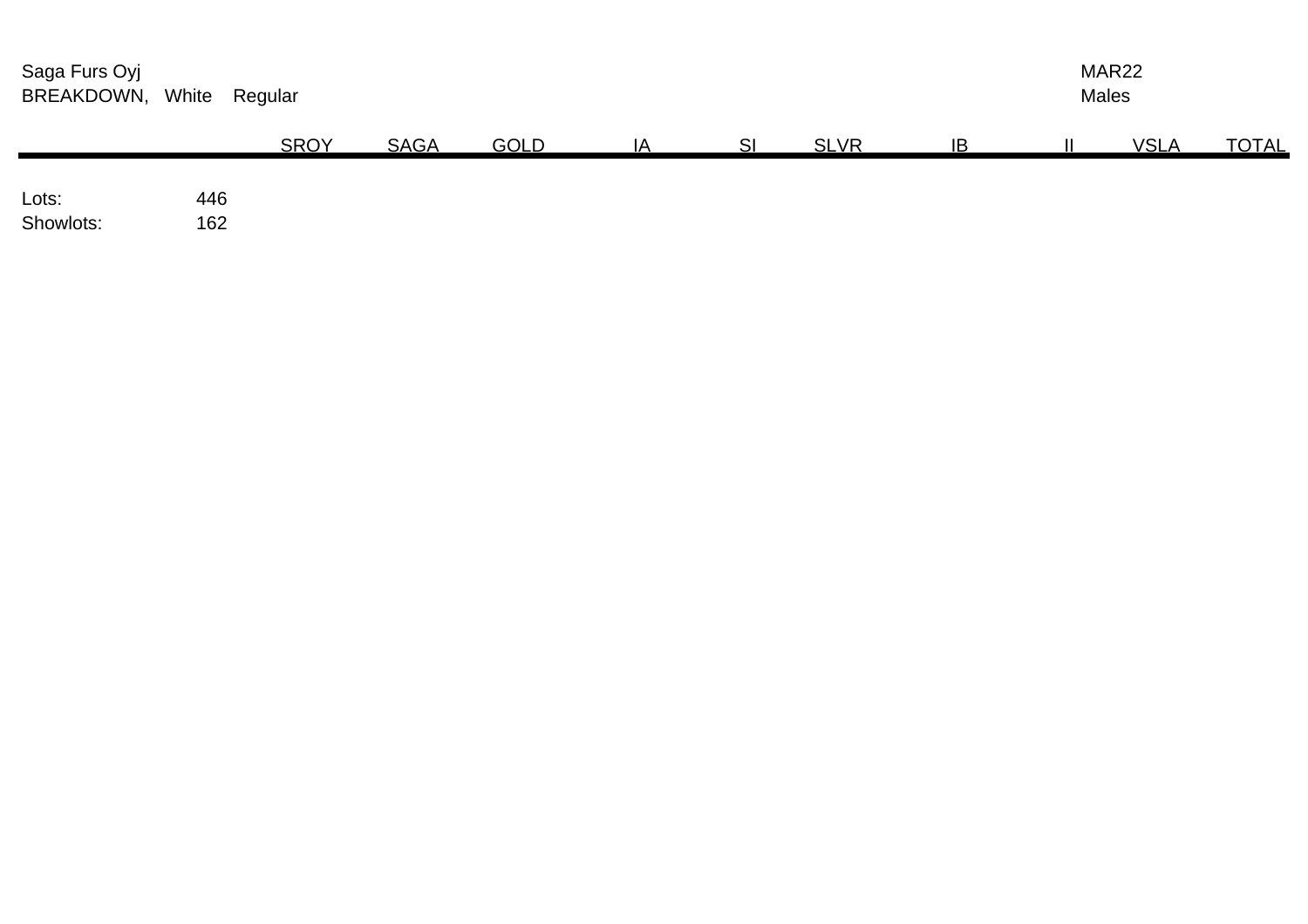Saga Furs Oyj

BREAKDOWN, White Regular

MAR22

Males

| | SROY | SAGA | GOLD | IA | SI | SLVR | IB | II | VSLA | TOTAL |
|---|---|---|---|---|---|---|---|---|---|---|

Lots: 446

Showlots: 162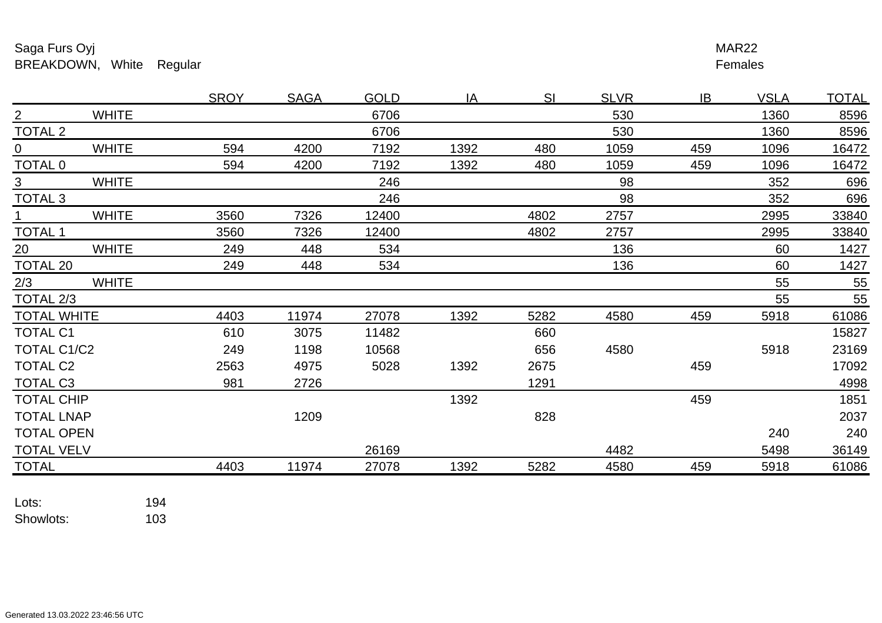Saga Furs Oyj
BREAKDOWN, White Regular

MAR22
Females

| | | SROY | SAGA | GOLD | IA | SI | SLVR | IB | VSLA | TOTAL |
|---|---|---|---|---|---|---|---|---|---|---|
| 2 | WHITE | | | 6706 | | | 530 | | 1360 | 8596 |
| TOTAL 2 | | | | 6706 | | | 530 | | 1360 | 8596 |
| 0 | WHITE | 594 | 4200 | 7192 | 1392 | 480 | 1059 | 459 | 1096 | 16472 |
| TOTAL 0 | | 594 | 4200 | 7192 | 1392 | 480 | 1059 | 459 | 1096 | 16472 |
| 3 | WHITE | | | 246 | | | 98 | | 352 | 696 |
| TOTAL 3 | | | | 246 | | | 98 | | 352 | 696 |
| 1 | WHITE | 3560 | 7326 | 12400 | | 4802 | 2757 | | 2995 | 33840 |
| TOTAL 1 | | 3560 | 7326 | 12400 | | 4802 | 2757 | | 2995 | 33840 |
| 20 | WHITE | 249 | 448 | 534 | | | 136 | | 60 | 1427 |
| TOTAL 20 | | 249 | 448 | 534 | | | 136 | | 60 | 1427 |
| 2/3 | WHITE | | | | | | | | 55 | 55 |
| TOTAL 2/3 | | | | | | | | | 55 | 55 |
| TOTAL WHITE | | 4403 | 11974 | 27078 | 1392 | 5282 | 4580 | 459 | 5918 | 61086 |
| TOTAL C1 | | 610 | 3075 | 11482 | | 660 | | | | 15827 |
| TOTAL C1/C2 | | 249 | 1198 | 10568 | | 656 | 4580 | | 5918 | 23169 |
| TOTAL C2 | | 2563 | 4975 | 5028 | 1392 | 2675 | | 459 | | 17092 |
| TOTAL C3 | | 981 | 2726 | | | 1291 | | | | 4998 |
| TOTAL CHIP | | | | | 1392 | | | 459 | | 1851 |
| TOTAL LNAP | | | 1209 | | | 828 | | | | 2037 |
| TOTAL OPEN | | | | | | | | | 240 | 240 |
| TOTAL VELV | | | | 26169 | | | 4482 | | 5498 | 36149 |
| TOTAL | | 4403 | 11974 | 27078 | 1392 | 5282 | 4580 | 459 | 5918 | 61086 |

Lots: 194
Showlots: 103

Generated 13.03.2022 23:46:56 UTC